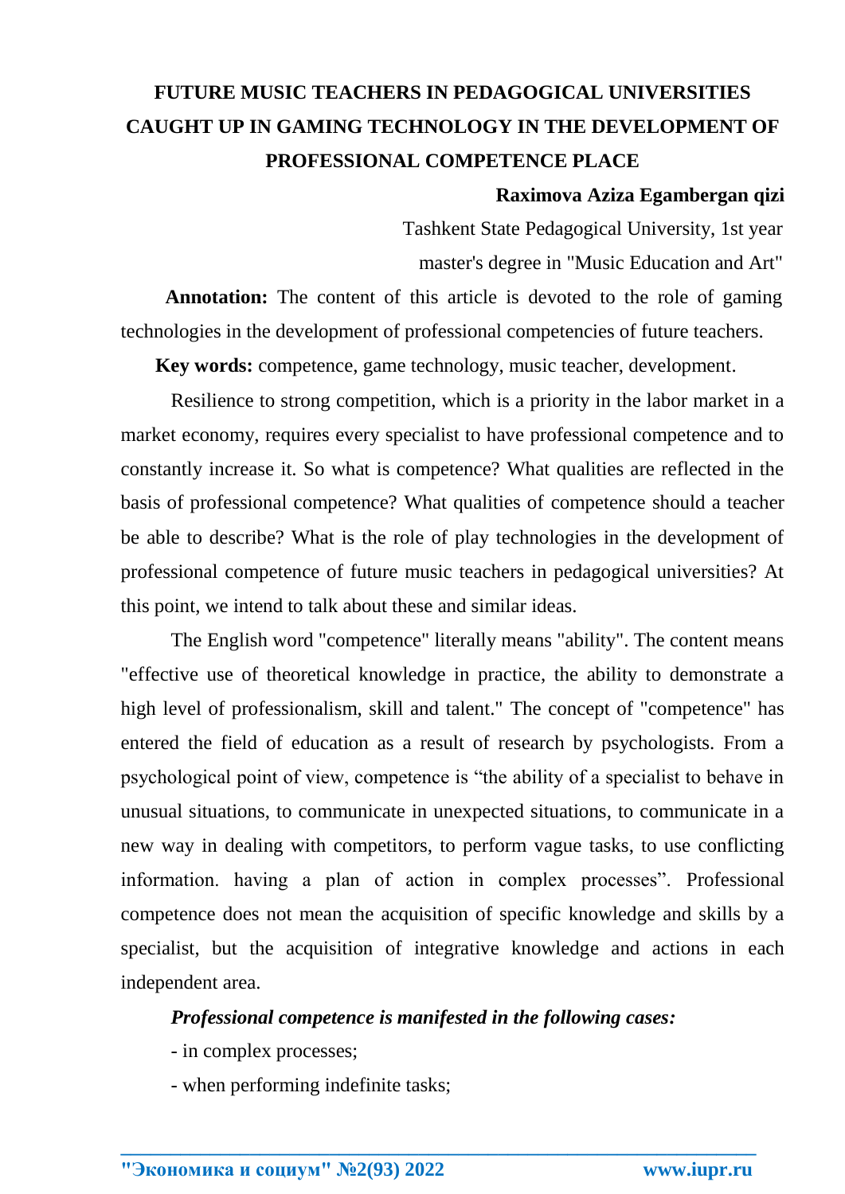# FUTURE MUSIC TEACHERS IN PEDAGOGICAL UNIVERSITIES CAUGHT UP IN GAMING TECHNOLOGY IN THE DEVELOPMENT OF PROFESSIONAL COMPETENCE PLACE

**Raximova Aziza Egambergan qizi**

Tashkent State Pedagogical University, 1st year master's degree in "Music Education and Art"

**Annotation:** The content of this article is devoted to the role of gaming technologies in the development of professional competencies of future teachers.

**Key words:** competence, game technology, music teacher, development.

Resilience to strong competition, which is a priority in the labor market in a market economy, requires every specialist to have professional competence and to constantly increase it. So what is competence? What qualities are reflected in the basis of professional competence? What qualities of competence should a teacher be able to describe? What is the role of play technologies in the development of professional competence of future music teachers in pedagogical universities? At this point, we intend to talk about these and similar ideas.

The English word "competence" literally means "ability". The content means "effective use of theoretical knowledge in practice, the ability to demonstrate a high level of professionalism, skill and talent." The concept of "competence" has entered the field of education as a result of research by psychologists. From a psychological point of view, competence is "the ability of a specialist to behave in unusual situations, to communicate in unexpected situations, to communicate in a new way in dealing with competitors, to perform vague tasks, to use conflicting information. having a plan of action in complex processes". Professional competence does not mean the acquisition of specific knowledge and skills by a specialist, but the acquisition of integrative knowledge and actions in each independent area.

***Professional competence is manifested in the following cases:***

- in complex processes;
- when performing indefinite tasks;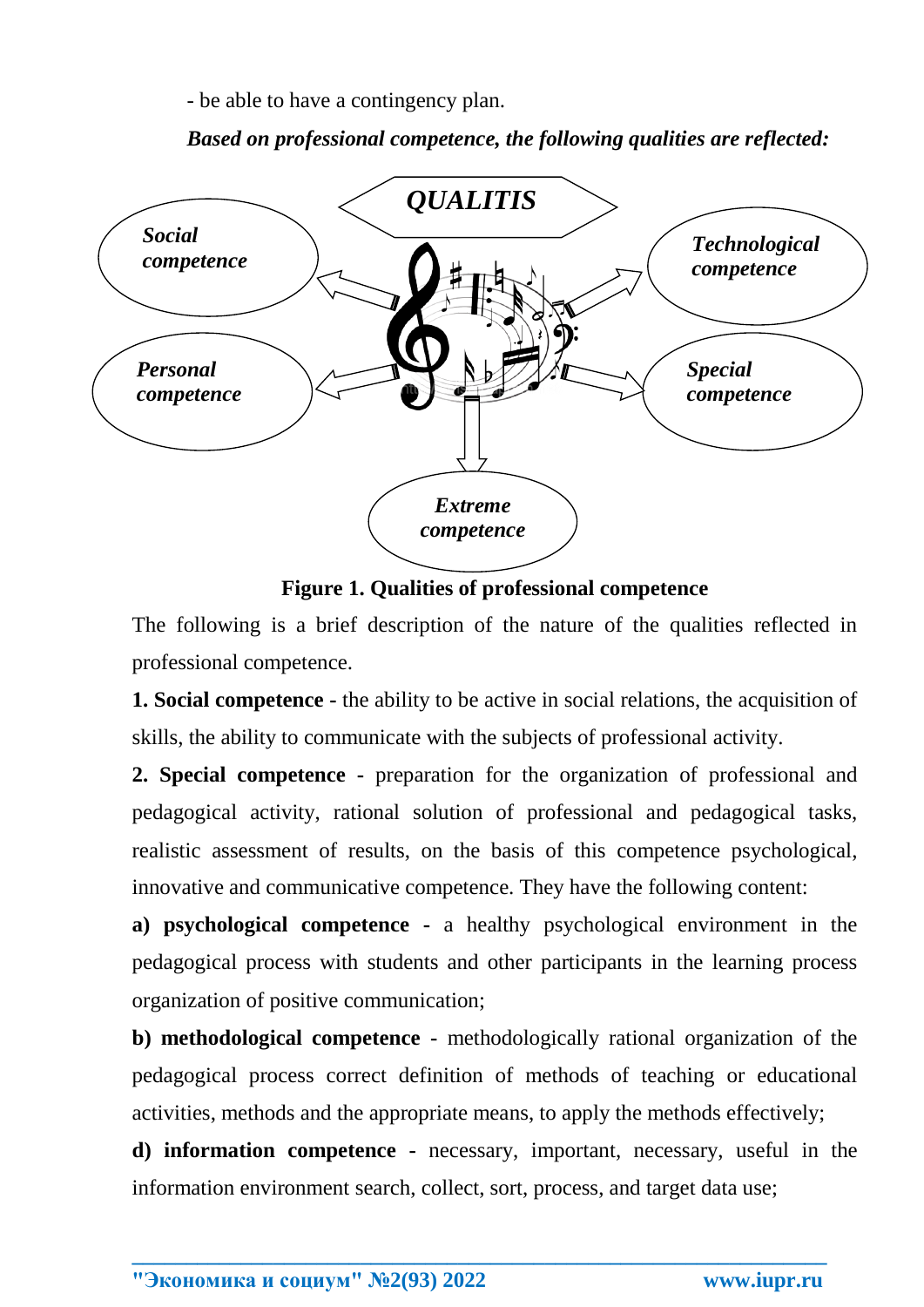- be able to have a contingency plan.

***Based on professional competence, the following qualities are reflected:***

**Figure 1. Qualities of professional competence**

The following is a brief description of the nature of the qualities reflected in professional competence.

**1. Social competence -** the ability to be active in social relations, the acquisition of skills, the ability to communicate with the subjects of professional activity.

**2. Special competence -** preparation for the organization of professional and pedagogical activity, rational solution of professional and pedagogical tasks, realistic assessment of results, on the basis of this competence psychological, innovative and communicative competence. They have the following content:

**a) psychological competence -** a healthy psychological environment in the pedagogical process with students and other participants in the learning process organization of positive communication;

**b) methodological competence -** methodologically rational organization of the pedagogical process correct definition of methods of teaching or educational activities, methods and the appropriate means, to apply the methods effectively;

**d) information competence -** necessary, important, necessary, useful in the information environment search, collect, sort, process, and target data use;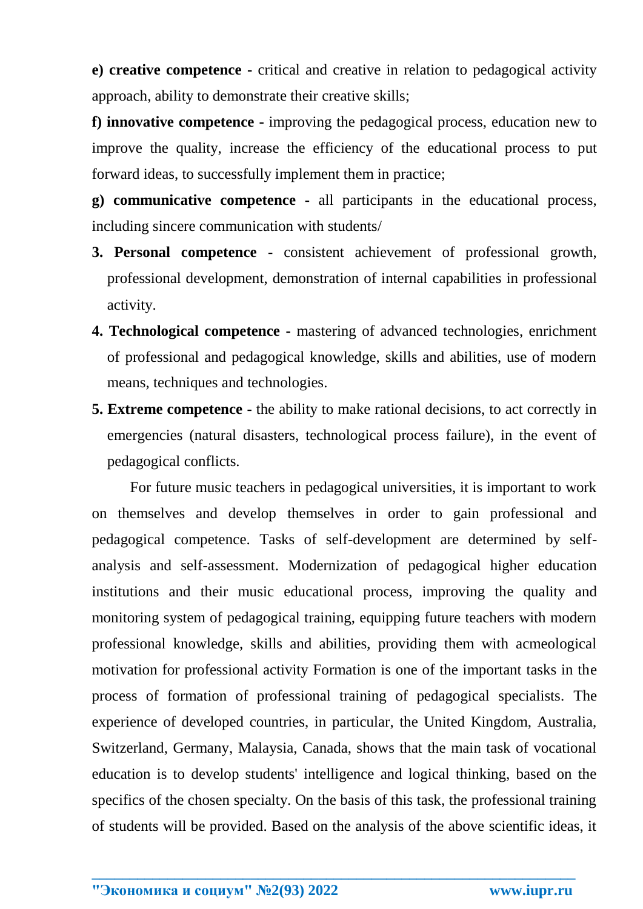**e) creative competence -** critical and creative in relation to pedagogical activity approach, ability to demonstrate their creative skills;

**f) innovative competence -** improving the pedagogical process, education new to improve the quality, increase the efficiency of the educational process to put forward ideas, to successfully implement them in practice;

**g) communicative competence -** all participants in the educational process, including sincere communication with students/

3. **Personal competence** - consistent achievement of professional growth, professional development, demonstration of internal capabilities in professional activity.
4. **Technological competence -** mastering of advanced technologies, enrichment of professional and pedagogical knowledge, skills and abilities, use of modern means, techniques and technologies.
5. **Extreme competence -** the ability to make rational decisions, to act correctly in emergencies (natural disasters, technological process failure), in the event of pedagogical conflicts.

For future music teachers in pedagogical universities, it is important to work on themselves and develop themselves in order to gain professional and pedagogical competence. Tasks of self-development are determined by self-analysis and self-assessment. Modernization of pedagogical higher education institutions and their music educational process, improving the quality and monitoring system of pedagogical training, equipping future teachers with modern professional knowledge, skills and abilities, providing them with acmeological motivation for professional activity Formation is one of the important tasks in the process of formation of professional training of pedagogical specialists. The experience of developed countries, in particular, the United Kingdom, Australia, Switzerland, Germany, Malaysia, Canada, shows that the main task of vocational education is to develop students' intelligence and logical thinking, based on the specifics of the chosen specialty. On the basis of this task, the professional training of students will be provided. Based on the analysis of the above scientific ideas, it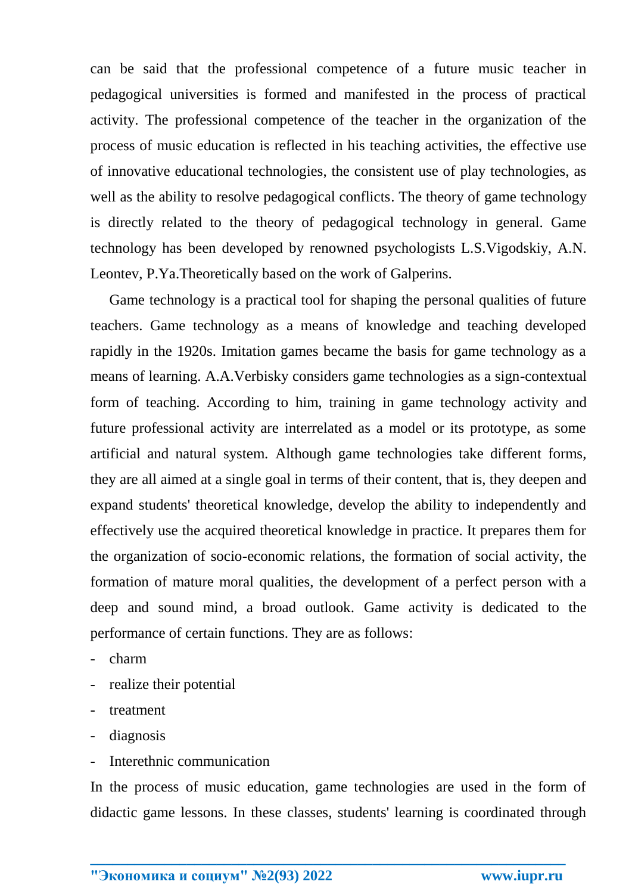can be said that the professional competence of a future music teacher in pedagogical universities is formed and manifested in the process of practical activity. The professional competence of the teacher in the organization of the process of music education is reflected in his teaching activities, the effective use of innovative educational technologies, the consistent use of play technologies, as well as the ability to resolve pedagogical conflicts. The theory of game technology is directly related to the theory of pedagogical technology in general. Game technology has been developed by renowned psychologists L.S.Vigodskiy, A.N. Leontev, P.Ya.Theoretically based on the work of Galperins.

Game technology is a practical tool for shaping the personal qualities of future teachers. Game technology as a means of knowledge and teaching developed rapidly in the 1920s. Imitation games became the basis for game technology as a means of learning. A.A.Verbisky considers game technologies as a sign-contextual form of teaching. According to him, training in game technology activity and future professional activity are interrelated as a model or its prototype, as some artificial and natural system. Although game technologies take different forms, they are all aimed at a single goal in terms of their content, that is, they deepen and expand students' theoretical knowledge, develop the ability to independently and effectively use the acquired theoretical knowledge in practice. It prepares them for the organization of socio-economic relations, the formation of social activity, the formation of mature moral qualities, the development of a perfect person with a deep and sound mind, a broad outlook. Game activity is dedicated to the performance of certain functions. They are as follows:

- charm
- realize their potential
- treatment
- diagnosis
- Interethnic communication

In the process of music education, game technologies are used in the form of didactic game lessons. In these classes, students' learning is coordinated through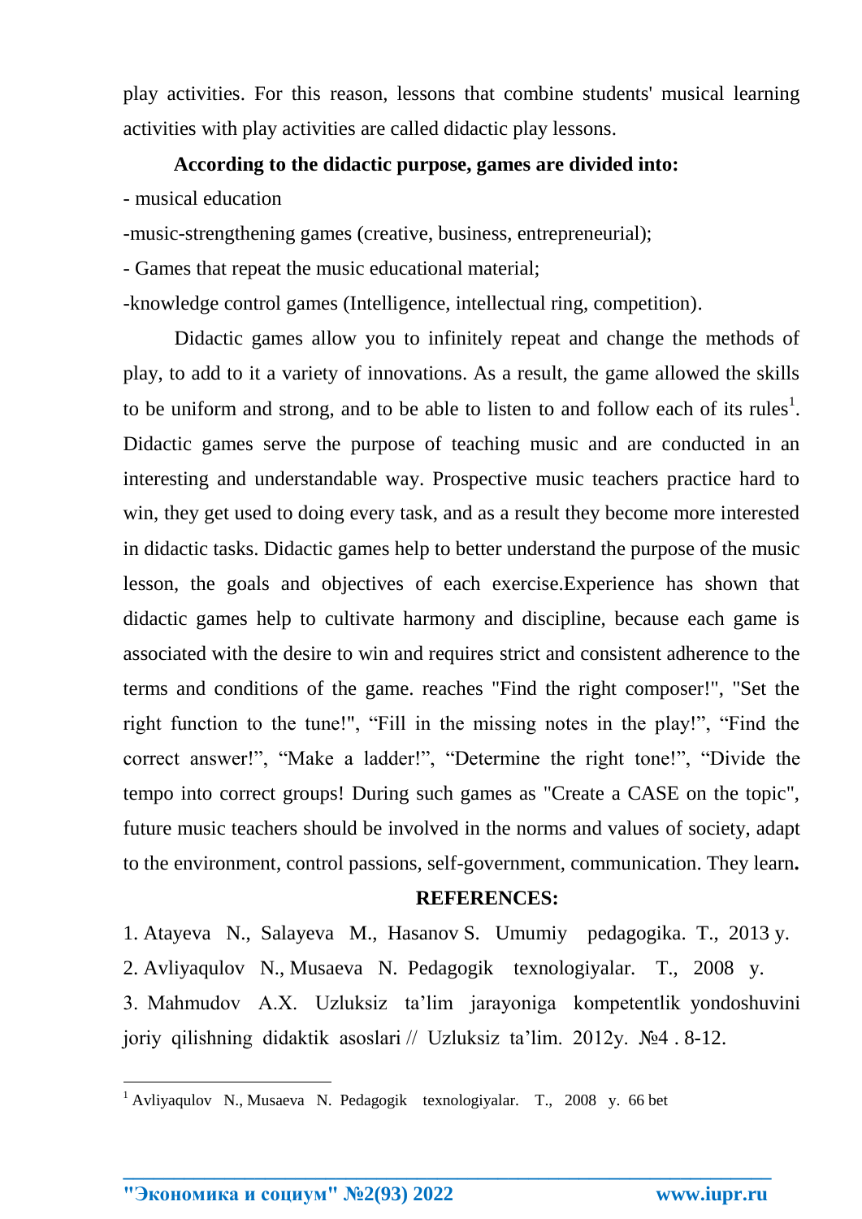play activities. For this reason, lessons that combine students' musical learning activities with play activities are called didactic play lessons.

**According to the didactic purpose, games are divided into:**

- musical education

-music-strengthening games (creative, business, entrepreneurial);

- Games that repeat the music educational material;

-knowledge control games (Intelligence, intellectual ring, competition).

Didactic games allow you to infinitely repeat and change the methods of play, to add to it a variety of innovations. As a result, the game allowed the skills to be uniform and strong, and to be able to listen to and follow each of its rules[1]. Didactic games serve the purpose of teaching music and are conducted in an interesting and understandable way. Prospective music teachers practice hard to win, they get used to doing every task, and as a result they become more interested in didactic tasks. Didactic games help to better understand the purpose of the music lesson, the goals and objectives of each exercise.Experience has shown that didactic games help to cultivate harmony and discipline, because each game is associated with the desire to win and requires strict and consistent adherence to the terms and conditions of the game. reaches "Find the right composer!", "Set the right function to the tune!", "Fill in the missing notes in the play!", "Find the correct answer!", "Make a ladder!", "Determine the right tone!", "Divide the tempo into correct groups! During such games as "Create a CASE on the topic", future music teachers should be involved in the norms and values of society, adapt to the environment, control passions, self-government, communication. They learn**.**

**REFERENCES:**

1. Atayeva N., Salayeva M., Hasanov S. Umumiy pedagogika. T., 2013 y.
2. Avliyaqulov N., Musaeva N. Pedagogik texnologiyalar. T., 2008 y.
3. Mahmudov A.X. Uzluksiz ta'lim jarayoniga kompetentlik yondoshuvini joriy qilishning didaktik asoslari // Uzluksiz ta'lim. 2012y. №4 . 8-12.

[1] Avliyaqulov N., Musaeva N. Pedagogik texnologiyalar. T., 2008 y. 66 bet